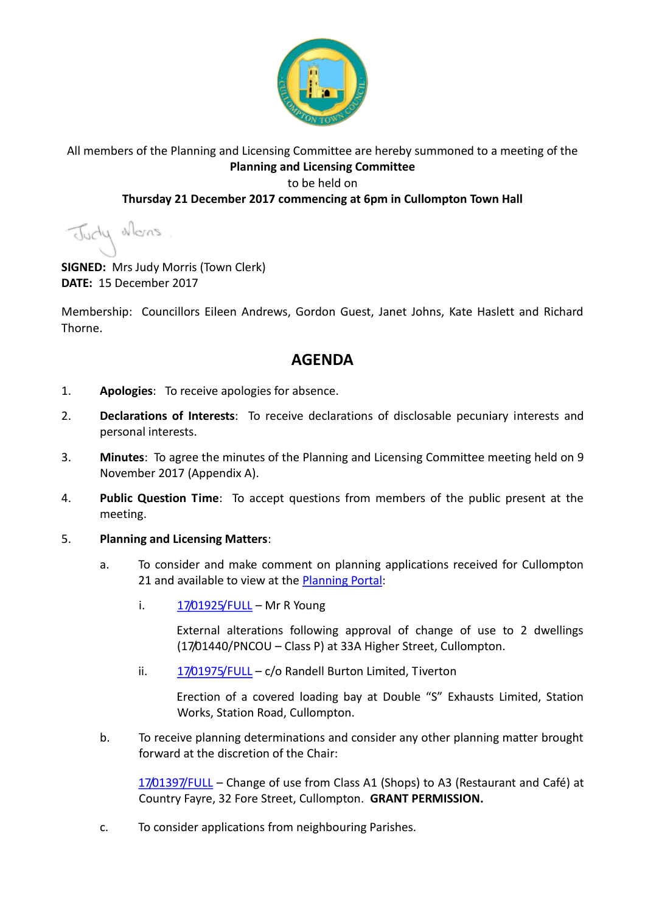All members of the Planning and Licensing Committee are hereby summoned to a meeting of the

**Planning and Licensing Committee**

to be held on

**Thursday 21 December 2017 commencing at 6pm in Cullompton Town Hall**

**SIGNED:** Mrs Judy Morris (Town Clerk)
**DATE:** 15 December 2017

Membership: Councillors Eileen Andrews, Gordon Guest, Janet Johns, Kate Haslett and Richard Thorne.

## AGENDA

1. **Apologies**: To receive apologies for absence.

2. **Declarations of Interests**: To receive declarations of disclosable pecuniary interests and personal interests.

3. **Minutes**: To agree the minutes of the Planning and Licensing Committee meeting held on 9 November 2017 (Appendix A).

4. **Public Question Time**: To accept questions from members of the public present at the meeting.

5. **Planning and Licensing Matters**:

   a. To consider and make comment on planning applications received for Cullompton 21 and available to view at the Planning Portal:

      i. 17/01925/FULL – Mr R Young

         External alterations following approval of change of use to 2 dwellings (17/01440/PNCOU – Class P) at 33A Higher Street, Cullompton.

      ii. 17/01975/FULL – c/o Randell Burton Limited, Tiverton

         Erection of a covered loading bay at Double "S" Exhausts Limited, Station Works, Station Road, Cullompton.

   b. To receive planning determinations and consider any other planning matter brought forward at the discretion of the Chair:

      17/01397/FULL – Change of use from Class A1 (Shops) to A3 (Restaurant and Café) at Country Fayre, 32 Fore Street, Cullompton. **GRANT PERMISSION.**

   c. To consider applications from neighbouring Parishes.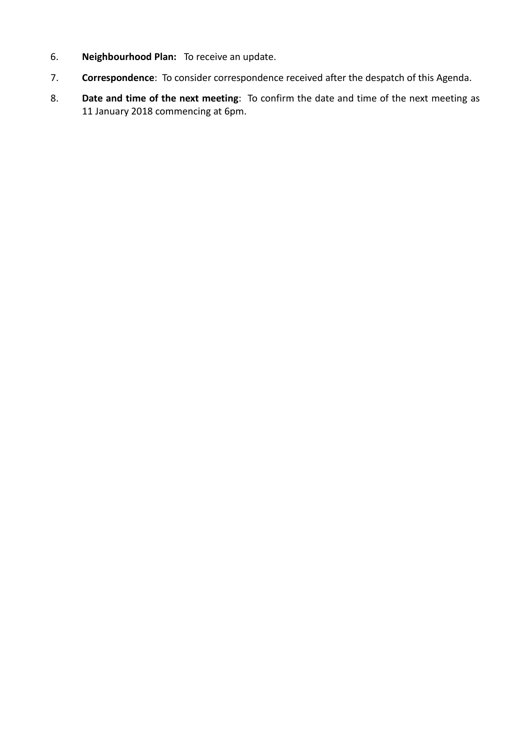6. **Neighbourhood Plan:** To receive an update.
7. **Correspondence**: To consider correspondence received after the despatch of this Agenda.
8. **Date and time of the next meeting**: To confirm the date and time of the next meeting as 11 January 2018 commencing at 6pm.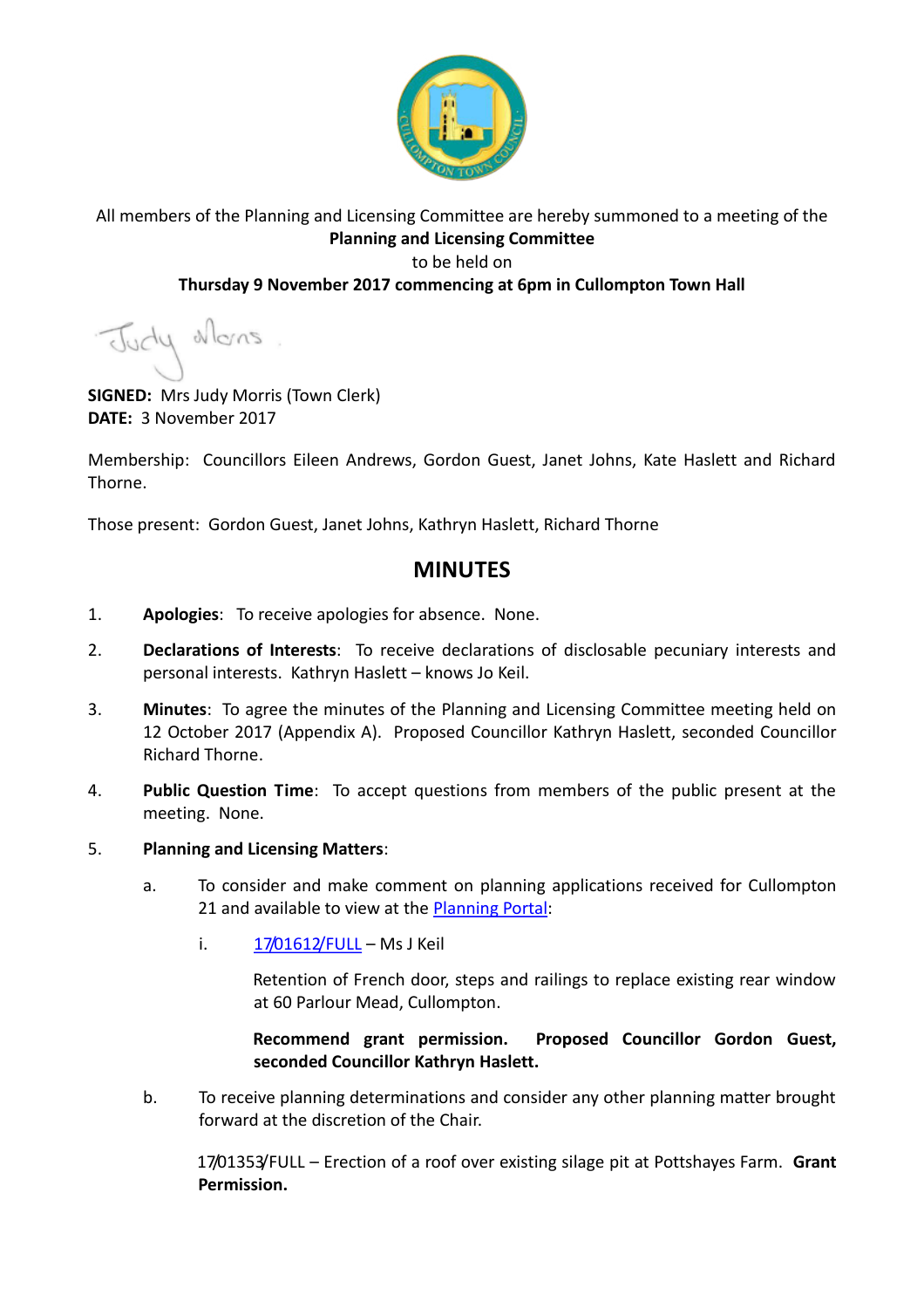All members of the Planning and Licensing Committee are hereby summoned to a meeting of the **Planning and Licensing Committee** to be held on **Thursday 9 November 2017 commencing at 6pm in Cullompton Town Hall**

Judy Morris

**SIGNED:** Mrs Judy Morris (Town Clerk)
**DATE:** 3 November 2017

Membership: Councillors Eileen Andrews, Gordon Guest, Janet Johns, Kate Haslett and Richard Thorne.

Those present: Gordon Guest, Janet Johns, Kathryn Haslett, Richard Thorne

## MINUTES

1. **Apologies**: To receive apologies for absence. None.

2. **Declarations of Interests**: To receive declarations of disclosable pecuniary interests and personal interests. Kathryn Haslett – knows Jo Keil.

3. **Minutes**: To agree the minutes of the Planning and Licensing Committee meeting held on 12 October 2017 (Appendix A). Proposed Councillor Kathryn Haslett, seconded Councillor Richard Thorne.

4. **Public Question Time**: To accept questions from members of the public present at the meeting. None.

5. **Planning and Licensing Matters**:

   a. To consider and make comment on planning applications received for Cullompton 21 and available to view at the Planning Portal:

      i. 17/01612/FULL – Ms J Keil

         Retention of French door, steps and railings to replace existing rear window at 60 Parlour Mead, Cullompton.

         **Recommend grant permission. Proposed Councillor Gordon Guest, seconded Councillor Kathryn Haslett.**

   b. To receive planning determinations and consider any other planning matter brought forward at the discretion of the Chair.

      17/01353/FULL – Erection of a roof over existing silage pit at Pottshayes Farm. **Grant Permission.**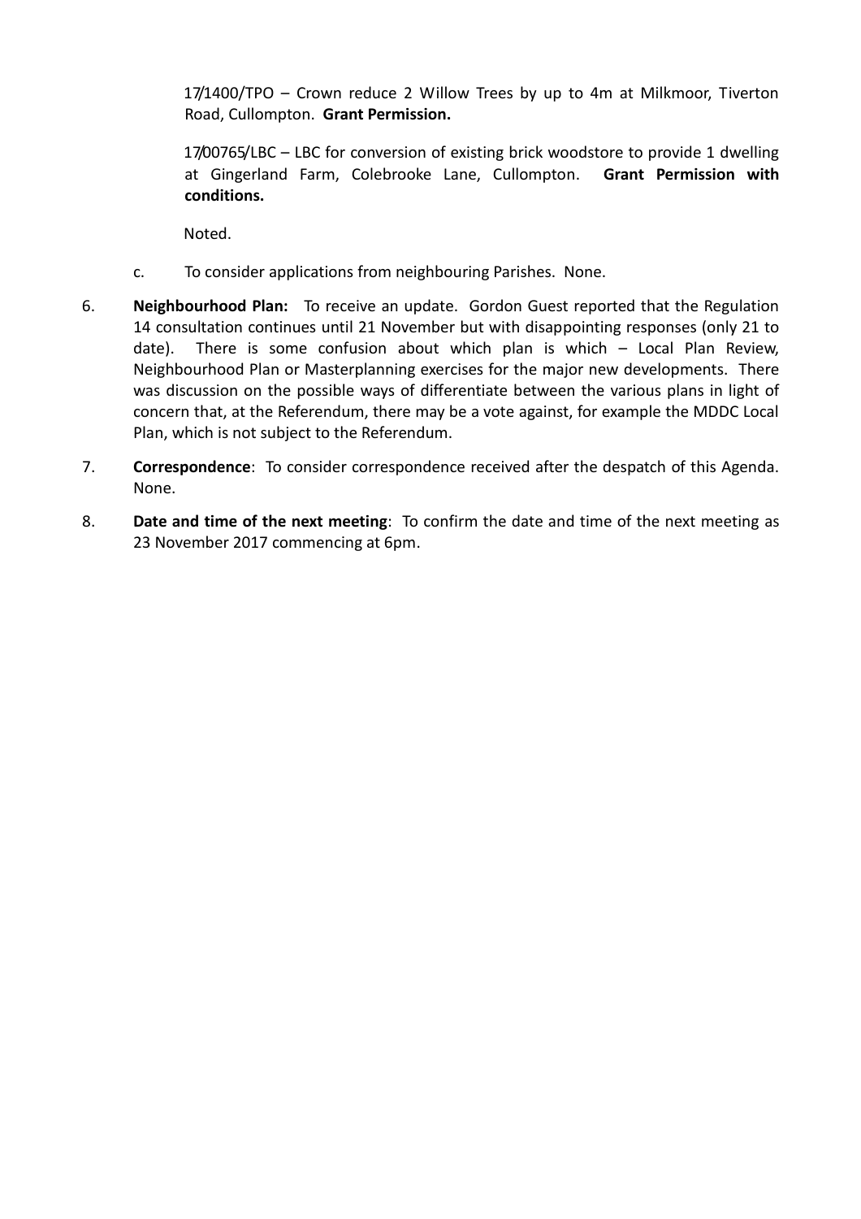17/1400/TPO – Crown reduce 2 Willow Trees by up to 4m at Milkmoor, Tiverton Road, Cullompton. **Grant Permission.**

17/00765/LBC – LBC for conversion of existing brick woodstore to provide 1 dwelling at Gingerland Farm, Colebrooke Lane, Cullompton. **Grant Permission with conditions.**

Noted.

c. To consider applications from neighbouring Parishes. None.

6. **Neighbourhood Plan:** To receive an update. Gordon Guest reported that the Regulation 14 consultation continues until 21 November but with disappointing responses (only 21 to date). There is some confusion about which plan is which – Local Plan Review, Neighbourhood Plan or Masterplanning exercises for the major new developments. There was discussion on the possible ways of differentiate between the various plans in light of concern that, at the Referendum, there may be a vote against, for example the MDDC Local Plan, which is not subject to the Referendum.

7. **Correspondence**: To consider correspondence received after the despatch of this Agenda. None.

8. **Date and time of the next meeting**: To confirm the date and time of the next meeting as 23 November 2017 commencing at 6pm.